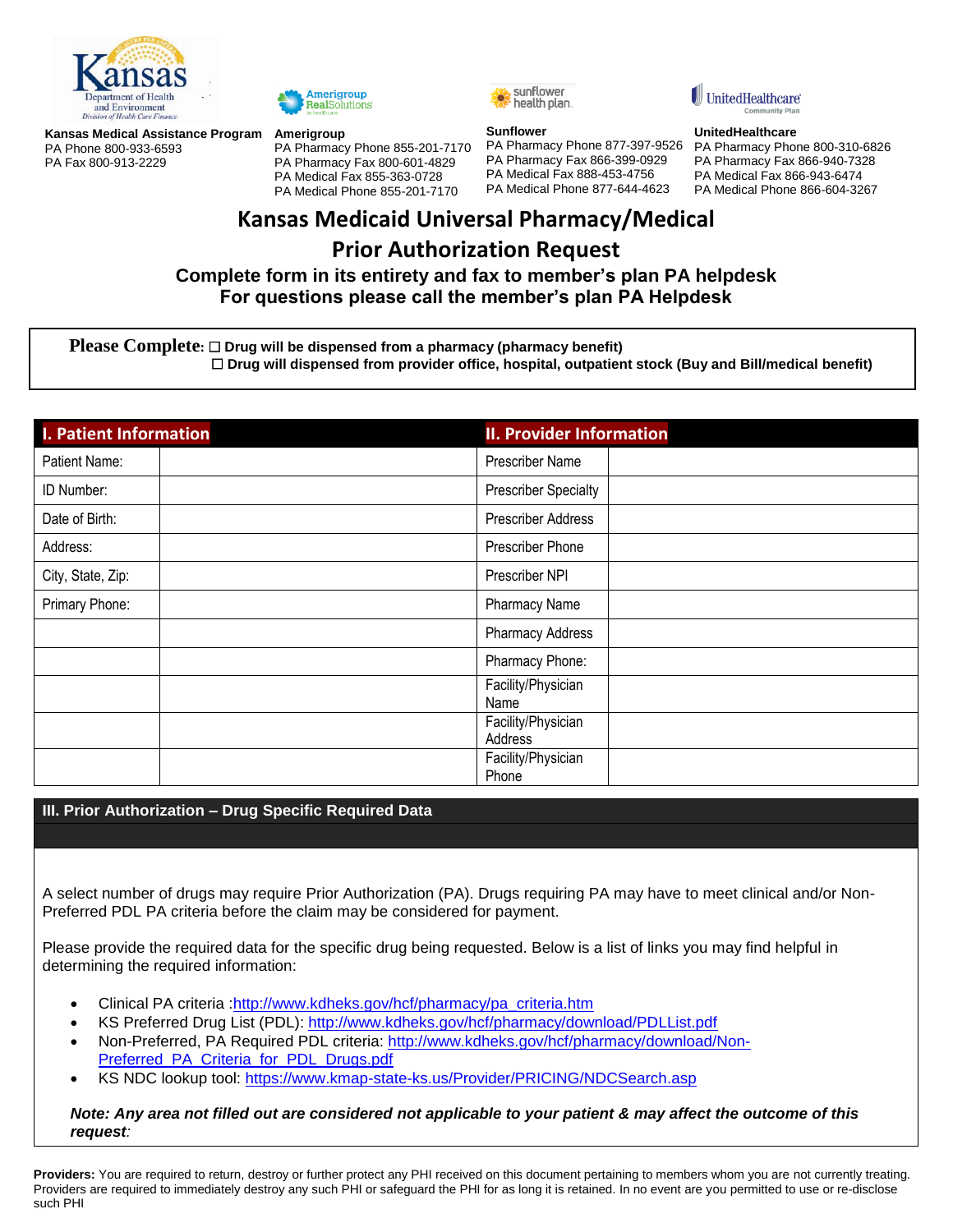**Kansas Medical Assistance Program**
PA Phone 800-933-6593
PA Fax 800-913-2229

**Amerigroup**
PA Pharmacy Phone 855-201-7170
PA Pharmacy Fax 800-601-4829
PA Medical Fax 855-363-0728
PA Medical Phone 855-201-7170

**Sunflower**
PA Pharmacy Phone 877-397-9526
PA Pharmacy Fax 866-399-0929
PA Medical Fax 888-453-4756
PA Medical Phone 877-644-4623

**UnitedHealthcare**
PA Pharmacy Phone 800-310-6826
PA Pharmacy Fax 866-940-7328
PA Medical Fax 866-943-6474
PA Medical Phone 866-604-3267

# Kansas Medicaid Universal Pharmacy/Medical

# Prior Authorization Request

### Complete form in its entirety and fax to member's plan PA helpdesk
### For questions please call the member's plan PA Helpdesk

**Please Complete:** ☐ **Drug will be dispensed from a pharmacy (pharmacy benefit)**
☐ **Drug will dispensed from provider office, hospital, outpatient stock (Buy and Bill/medical benefit)**

| I. Patient Information | | II. Provider Information | |
|---|---|---|---|
| Patient Name: | | Prescriber Name | |
| ID Number: | | Prescriber Specialty | |
| Date of Birth: | | Prescriber Address | |
| Address: | | Prescriber Phone | |
| City, State, Zip: | | Prescriber NPI | |
| Primary Phone: | | Pharmacy Name | |
| | | Pharmacy Address | |
| | | Pharmacy Phone: | |
| | | Facility/Physician Name | |
| | | Facility/Physician Address | |
| | | Facility/Physician Phone | |

## III. Prior Authorization – Drug Specific Required Data

A select number of drugs may require Prior Authorization (PA). Drugs requiring PA may have to meet clinical and/or Non-Preferred PDL PA criteria before the claim may be considered for payment.

Please provide the required data for the specific drug being requested. Below is a list of links you may find helpful in determining the required information:

- Clinical PA criteria :http://www.kdheks.gov/hcf/pharmacy/pa_criteria.htm
- KS Preferred Drug List (PDL): http://www.kdheks.gov/hcf/pharmacy/download/PDLList.pdf
- Non-Preferred, PA Required PDL criteria: http://www.kdheks.gov/hcf/pharmacy/download/Non-Preferred_PA_Criteria_for_PDL_Drugs.pdf
- KS NDC lookup tool: https://www.kmap-state-ks.us/Provider/PRICING/NDCSearch.asp

***Note: Any area not filled out are considered not applicable to your patient & may affect the outcome of this request:***

**Providers:** You are required to return, destroy or further protect any PHI received on this document pertaining to members whom you are not currently treating. Providers are required to immediately destroy any such PHI or safeguard the PHI for as long it is retained. In no event are you permitted to use or re-disclose such PHI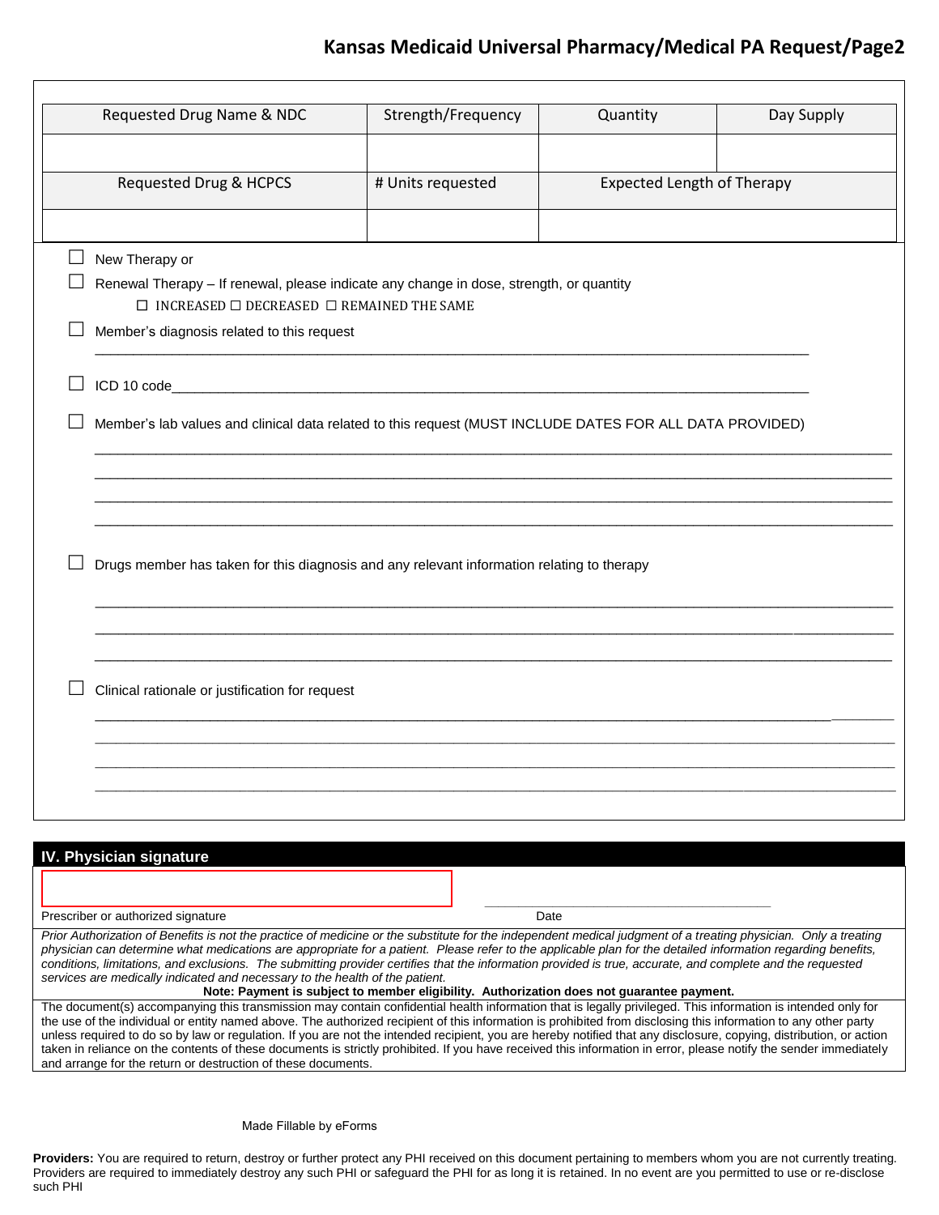# Kansas Medicaid Universal Pharmacy/Medical PA Request/Page2

| Requested Drug Name & NDC | Strength/Frequency | Quantity | Day Supply |
| --- | --- | --- | --- |
| | | | |

| Requested Drug & HCPCS | # Units requested | Expected Length of Therapy |
| --- | --- | --- |
| | | |

☐ New Therapy or

☐ Renewal Therapy – If renewal, please indicate any change in dose, strength, or quantity

☐ INCREASED ☐ DECREASED ☐ REMAINED THE SAME

☐ Member's diagnosis related to this request

_______________________________________________________________________________

☐ ICD 10 code_______________________________________________________________________

☐ Member's lab values and clinical data related to this request (MUST INCLUDE DATES FOR ALL DATA PROVIDED)

_______________________________________________________________________________

_______________________________________________________________________________

_______________________________________________________________________________

_______________________________________________________________________________

☐ Drugs member has taken for this diagnosis and any relevant information relating to therapy

_______________________________________________________________________________

_______________________________________________________________________________

_______________________________________________________________________________

☐ Clinical rationale or justification for request

_______________________________________________________________________________

_______________________________________________________________________________

_______________________________________________________________________________

_______________________________________________________________________________

## IV. Physician signature

Prescriber or authorized signature ______________________ Date ______________________

*Prior Authorization of Benefits is not the practice of medicine or the substitute for the independent medical judgment of a treating physician. Only a treating physician can determine what medications are appropriate for a patient. Please refer to the applicable plan for the detailed information regarding benefits, conditions, limitations, and exclusions. The submitting provider certifies that the information provided is true, accurate, and complete and the requested services are medically indicated and necessary to the health of the patient.*

**Note: Payment is subject to member eligibility. Authorization does not guarantee payment.**

The document(s) accompanying this transmission may contain confidential health information that is legally privileged. This information is intended only for the use of the individual or entity named above. The authorized recipient of this information is prohibited from disclosing this information to any other party unless required to do so by law or regulation. If you are not the intended recipient, you are hereby notified that any disclosure, copying, distribution, or action taken in reliance on the contents of these documents is strictly prohibited. If you have received this information in error, please notify the sender immediately and arrange for the return or destruction of these documents.

Made Fillable by eForms

**Providers:** You are required to return, destroy or further protect any PHI received on this document pertaining to members whom you are not currently treating. Providers are required to immediately destroy any such PHI or safeguard the PHI for as long it is retained. In no event are you permitted to use or re-disclose such PHI